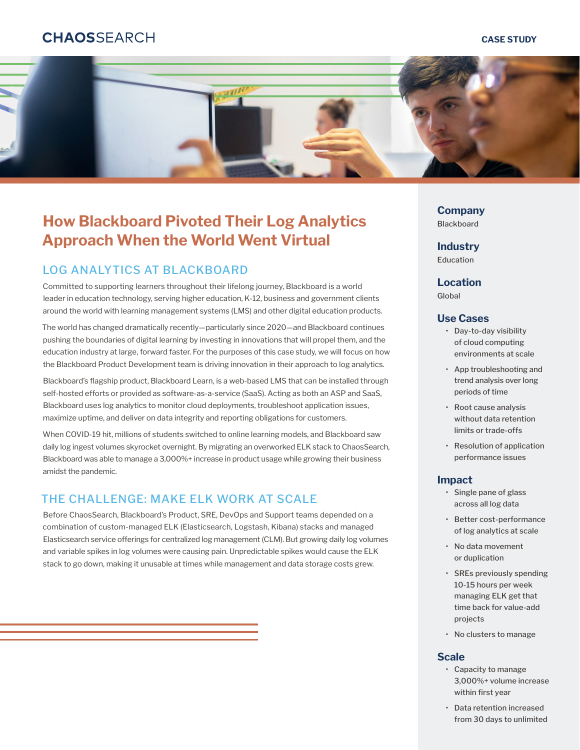CHAOSSEARCH

CASE STUDY

# How Blackboard Pivoted Their Log Analytics Approach When the World Went Virtual

## LOG ANALYTICS AT BLACKBOARD

Committed to supporting learners throughout their lifelong journey, Blackboard is a world leader in education technology, serving higher education, K-12, business and government clients around the world with learning management systems (LMS) and other digital education products.

The world has changed dramatically recently—particularly since 2020—and Blackboard continues pushing the boundaries of digital learning by investing in innovations that will propel them, and the education industry at large, forward faster. For the purposes of this case study, we will focus on how the Blackboard Product Development team is driving innovation in their approach to log analytics.

Blackboard's flagship product, Blackboard Learn, is a web-based LMS that can be installed through self-hosted efforts or provided as software-as-a-service (SaaS). Acting as both an ASP and SaaS, Blackboard uses log analytics to monitor cloud deployments, troubleshoot application issues, maximize uptime, and deliver on data integrity and reporting obligations for customers.

When COVID-19 hit, millions of students switched to online learning models, and Blackboard saw daily log ingest volumes skyrocket overnight. By migrating an overworked ELK stack to ChaosSearch, Blackboard was able to manage a 3,000%+ increase in product usage while growing their business amidst the pandemic.

## THE CHALLENGE: MAKE ELK WORK AT SCALE

Before ChaosSearch, Blackboard's Product, SRE, DevOps and Support teams depended on a combination of custom-managed ELK (Elasticsearch, Logstash, Kibana) stacks and managed Elasticsearch service offerings for centralized log management (CLM). But growing daily log volumes and variable spikes in log volumes were causing pain. Unpredictable spikes would cause the ELK stack to go down, making it unusable at times while management and data storage costs grew.

### Company
Blackboard

### Industry
Education

### Location
Global

### Use Cases
- Day-to-day visibility of cloud computing environments at scale
- App troubleshooting and trend analysis over long periods of time
- Root cause analysis without data retention limits or trade-offs
- Resolution of application performance issues

### Impact
- Single pane of glass across all log data
- Better cost-performance of log analytics at scale
- No data movement or duplication
- SREs previously spending 10-15 hours per week managing ELK get that time back for value-add projects
- No clusters to manage

### Scale
- Capacity to manage 3,000%+ volume increase within first year
- Data retention increased from 30 days to unlimited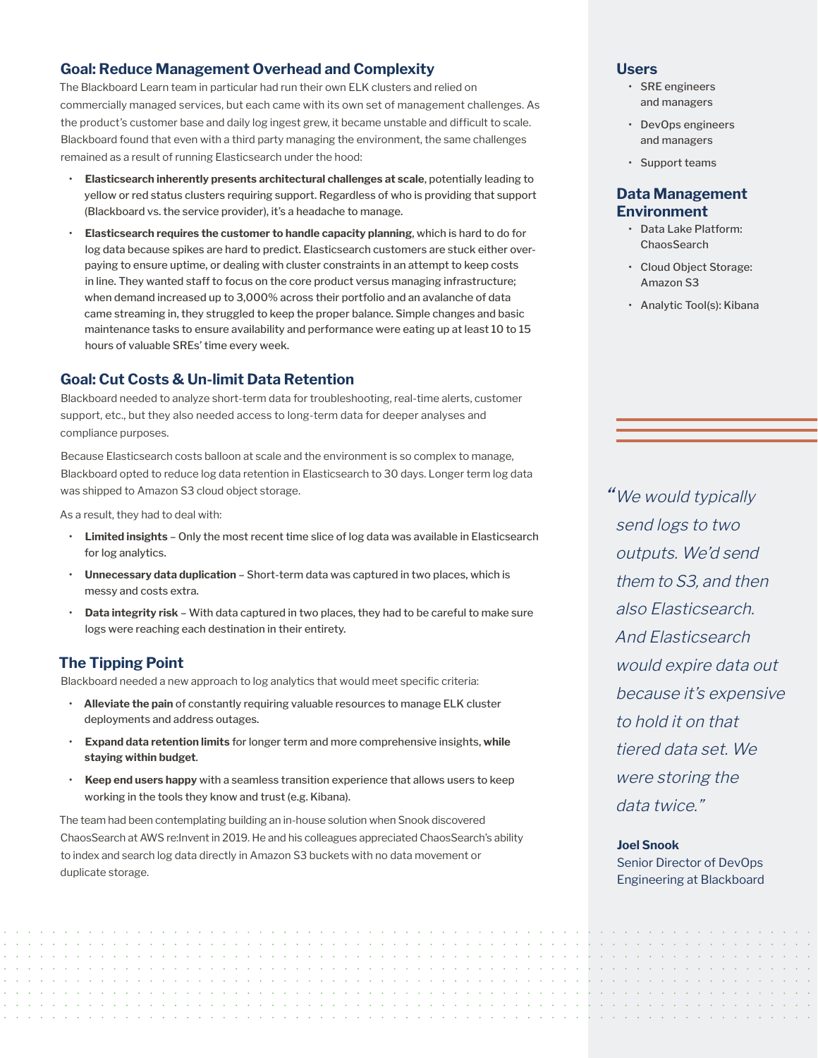## Goal: Reduce Management Overhead and Complexity

The Blackboard Learn team in particular had run their own ELK clusters and relied on commercially managed services, but each came with its own set of management challenges. As the product's customer base and daily log ingest grew, it became unstable and difficult to scale. Blackboard found that even with a third party managing the environment, the same challenges remained as a result of running Elasticsearch under the hood:

- **Elasticsearch inherently presents architectural challenges at scale**, potentially leading to yellow or red status clusters requiring support. Regardless of who is providing that support (Blackboard vs. the service provider), it's a headache to manage.
- **Elasticsearch requires the customer to handle capacity planning**, which is hard to do for log data because spikes are hard to predict. Elasticsearch customers are stuck either over-paying to ensure uptime, or dealing with cluster constraints in an attempt to keep costs in line. They wanted staff to focus on the core product versus managing infrastructure; when demand increased up to 3,000% across their portfolio and an avalanche of data came streaming in, they struggled to keep the proper balance. Simple changes and basic maintenance tasks to ensure availability and performance were eating up at least 10 to 15 hours of valuable SREs' time every week.

## Goal: Cut Costs & Un-limit Data Retention

Blackboard needed to analyze short-term data for troubleshooting, real-time alerts, customer support, etc., but they also needed access to long-term data for deeper analyses and compliance purposes.

Because Elasticsearch costs balloon at scale and the environment is so complex to manage, Blackboard opted to reduce log data retention in Elasticsearch to 30 days. Longer term log data was shipped to Amazon S3 cloud object storage.

As a result, they had to deal with:

- **Limited insights** – Only the most recent time slice of log data was available in Elasticsearch for log analytics.
- **Unnecessary data duplication** – Short-term data was captured in two places, which is messy and costs extra.
- **Data integrity risk** – With data captured in two places, they had to be careful to make sure logs were reaching each destination in their entirety.

## The Tipping Point

Blackboard needed a new approach to log analytics that would meet specific criteria:

- **Alleviate the pain** of constantly requiring valuable resources to manage ELK cluster deployments and address outages.
- **Expand data retention limits** for longer term and more comprehensive insights, **while staying within budget**.
- **Keep end users happy** with a seamless transition experience that allows users to keep working in the tools they know and trust (e.g. Kibana).

The team had been contemplating building an in-house solution when Snook discovered ChaosSearch at AWS re:Invent in 2019. He and his colleagues appreciated ChaosSearch's ability to index and search log data directly in Amazon S3 buckets with no data movement or duplicate storage.

## Users

- SRE engineers and managers
- DevOps engineers and managers
- Support teams

## Data Management Environment

- Data Lake Platform: ChaosSearch
- Cloud Object Storage: Amazon S3
- Analytic Tool(s): Kibana

> *"We would typically send logs to two outputs. We'd send them to S3, and then also Elasticsearch. And Elasticsearch would expire data out because it's expensive to hold it on that tiered data set. We were storing the data twice."*
>
> **Joel Snook**
> Senior Director of DevOps Engineering at Blackboard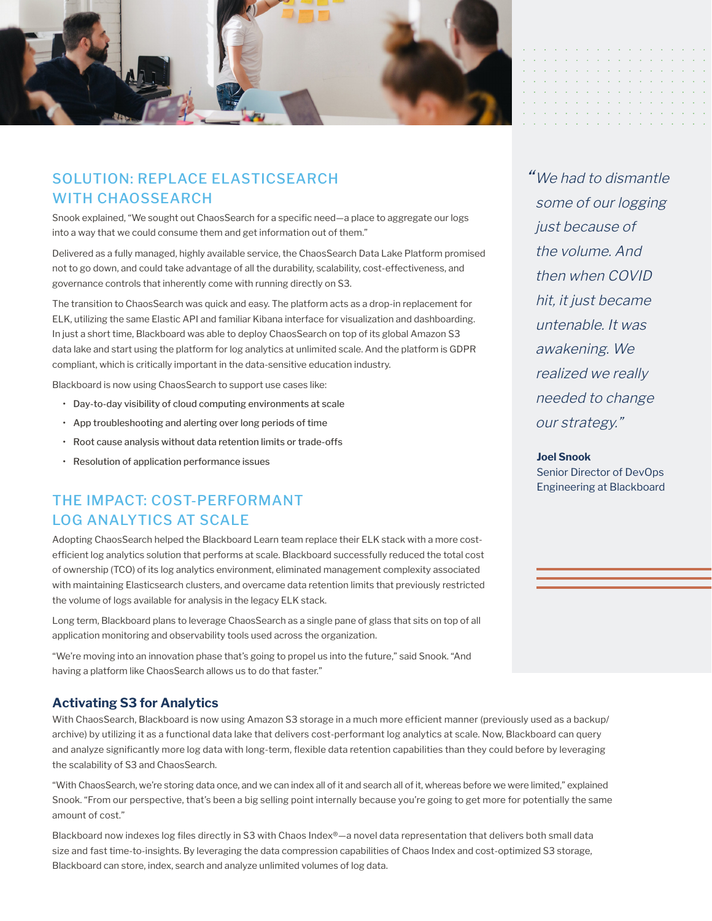## SOLUTION: REPLACE ELASTICSEARCH WITH CHAOSSEARCH

Snook explained, "We sought out ChaosSearch for a specific need—a place to aggregate our logs into a way that we could consume them and get information out of them."

Delivered as a fully managed, highly available service, the ChaosSearch Data Lake Platform promised not to go down, and could take advantage of all the durability, scalability, cost-effectiveness, and governance controls that inherently come with running directly on S3.

The transition to ChaosSearch was quick and easy. The platform acts as a drop-in replacement for ELK, utilizing the same Elastic API and familiar Kibana interface for visualization and dashboarding. In just a short time, Blackboard was able to deploy ChaosSearch on top of its global Amazon S3 data lake and start using the platform for log analytics at unlimited scale. And the platform is GDPR compliant, which is critically important in the data-sensitive education industry.

Blackboard is now using ChaosSearch to support use cases like:

- Day-to-day visibility of cloud computing environments at scale
- App troubleshooting and alerting over long periods of time
- Root cause analysis without data retention limits or trade-offs
- Resolution of application performance issues

> *"We had to dismantle some of our logging just because of the volume. And then when COVID hit, it just became untenable. It was awakening. We realized we really needed to change our strategy."*
>
> **Joel Snook**
> Senior Director of DevOps Engineering at Blackboard

## THE IMPACT: COST-PERFORMANT LOG ANALYTICS AT SCALE

Adopting ChaosSearch helped the Blackboard Learn team replace their ELK stack with a more cost-efficient log analytics solution that performs at scale. Blackboard successfully reduced the total cost of ownership (TCO) of its log analytics environment, eliminated management complexity associated with maintaining Elasticsearch clusters, and overcame data retention limits that previously restricted the volume of logs available for analysis in the legacy ELK stack.

Long term, Blackboard plans to leverage ChaosSearch as a single pane of glass that sits on top of all application monitoring and observability tools used across the organization.

"We're moving into an innovation phase that's going to propel us into the future," said Snook. "And having a platform like ChaosSearch allows us to do that faster."

### Activating S3 for Analytics

With ChaosSearch, Blackboard is now using Amazon S3 storage in a much more efficient manner (previously used as a backup/archive) by utilizing it as a functional data lake that delivers cost-performant log analytics at scale. Now, Blackboard can query and analyze significantly more log data with long-term, flexible data retention capabilities than they could before by leveraging the scalability of S3 and ChaosSearch.

"With ChaosSearch, we're storing data once, and we can index all of it and search all of it, whereas before we were limited," explained Snook. "From our perspective, that's been a big selling point internally because you're going to get more for potentially the same amount of cost."

Blackboard now indexes log files directly in S3 with Chaos Index®—a novel data representation that delivers both small data size and fast time-to-insights. By leveraging the data compression capabilities of Chaos Index and cost-optimized S3 storage, Blackboard can store, index, search and analyze unlimited volumes of log data.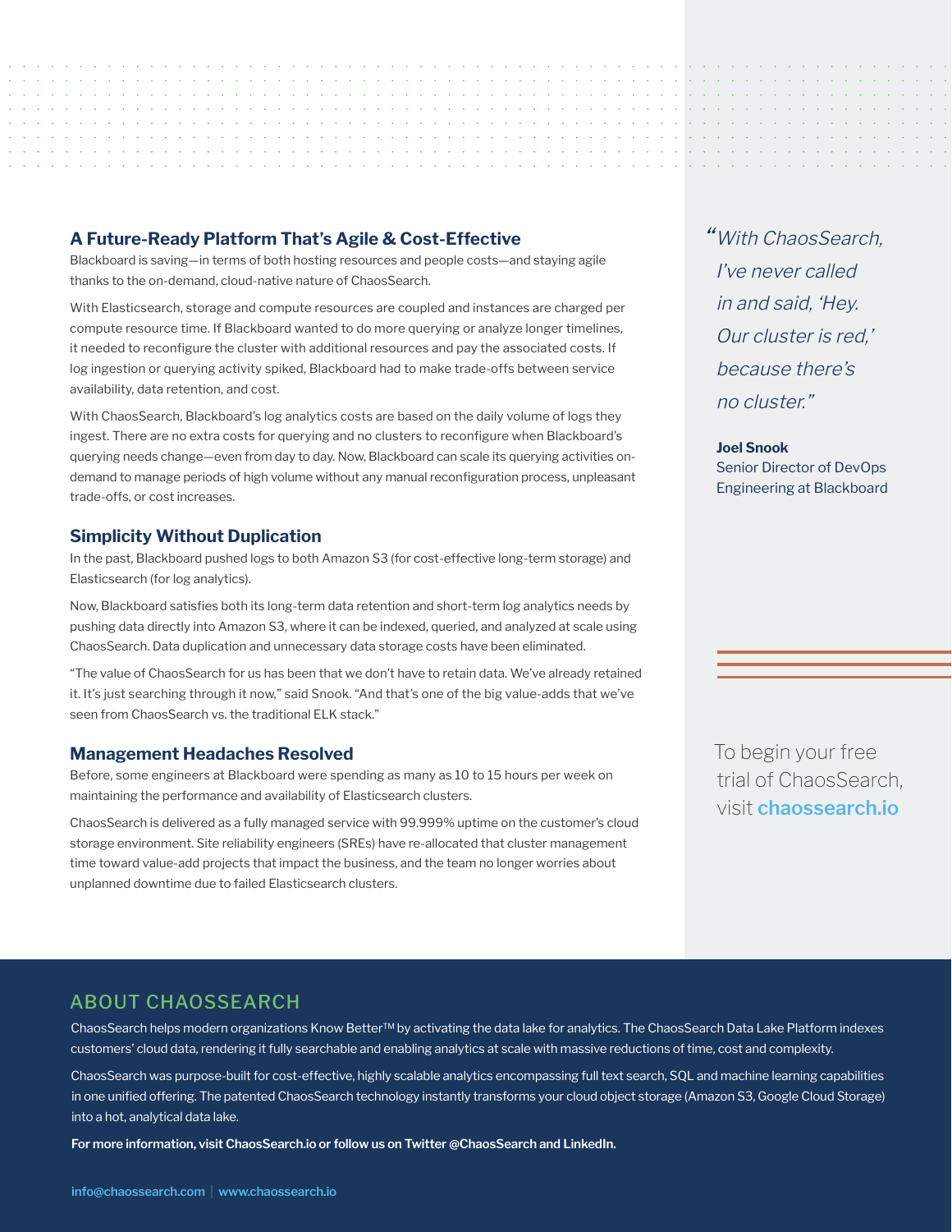## A Future-Ready Platform That's Agile & Cost-Effective

Blackboard is saving—in terms of both hosting resources and people costs—and staying agile thanks to the on-demand, cloud-native nature of ChaosSearch.

With Elasticsearch, storage and compute resources are coupled and instances are charged per compute resource time. If Blackboard wanted to do more querying or analyze longer timelines, it needed to reconfigure the cluster with additional resources and pay the associated costs. If log ingestion or querying activity spiked, Blackboard had to make trade-offs between service availability, data retention, and cost.

With ChaosSearch, Blackboard's log analytics costs are based on the daily volume of logs they ingest. There are no extra costs for querying and no clusters to reconfigure when Blackboard's querying needs change—even from day to day. Now, Blackboard can scale its querying activities on-demand to manage periods of high volume without any manual reconfiguration process, unpleasant trade-offs, or cost increases.

## Simplicity Without Duplication

In the past, Blackboard pushed logs to both Amazon S3 (for cost-effective long-term storage) and Elasticsearch (for log analytics).

Now, Blackboard satisfies both its long-term data retention and short-term log analytics needs by pushing data directly into Amazon S3, where it can be indexed, queried, and analyzed at scale using ChaosSearch. Data duplication and unnecessary data storage costs have been eliminated.

"The value of ChaosSearch for us has been that we don't have to retain data. We've already retained it. It's just searching through it now," said Snook. "And that's one of the big value-adds that we've seen from ChaosSearch vs. the traditional ELK stack."

## Management Headaches Resolved

Before, some engineers at Blackboard were spending as many as 10 to 15 hours per week on maintaining the performance and availability of Elasticsearch clusters.

ChaosSearch is delivered as a fully managed service with 99.999% uptime on the customer's cloud storage environment. Site reliability engineers (SREs) have re-allocated that cluster management time toward value-add projects that impact the business, and the team no longer worries about unplanned downtime due to failed Elasticsearch clusters.

> *"With ChaosSearch, I've never called in and said, 'Hey. Our cluster is red,' because there's no cluster."*
>
> **Joel Snook**
> Senior Director of DevOps Engineering at Blackboard

To begin your free trial of ChaosSearch, visit **chaossearch.io**

## ABOUT CHAOSSEARCH

ChaosSearch helps modern organizations Know Better™ by activating the data lake for analytics. The ChaosSearch Data Lake Platform indexes customers' cloud data, rendering it fully searchable and enabling analytics at scale with massive reductions of time, cost and complexity.

ChaosSearch was purpose-built for cost-effective, highly scalable analytics encompassing full text search, SQL and machine learning capabilities in one unified offering. The patented ChaosSearch technology instantly transforms your cloud object storage (Amazon S3, Google Cloud Storage) into a hot, analytical data lake.

**For more information, visit ChaosSearch.io or follow us on Twitter @ChaosSearch and LinkedIn.**

info@chaossearch.com | www.chaossearch.io